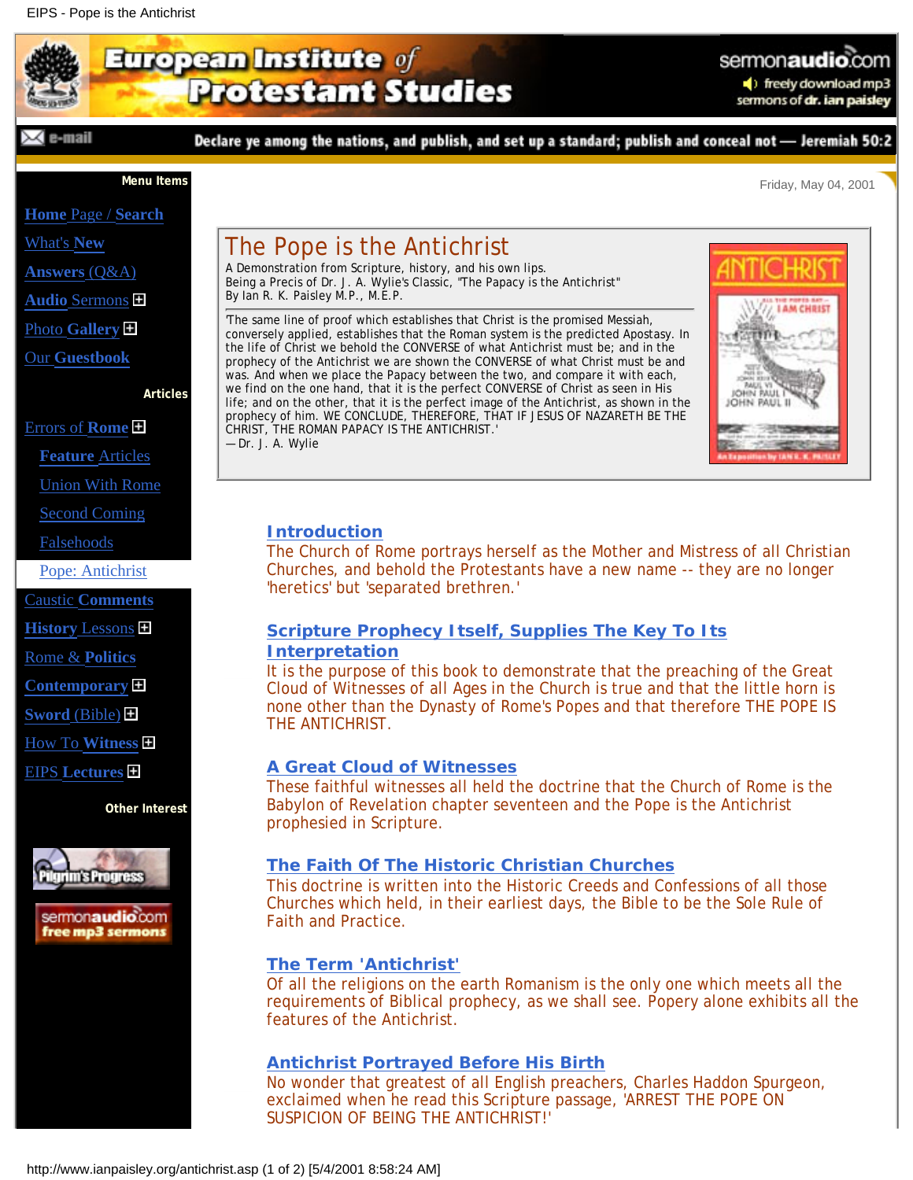# European Institute of Protestant Studies

sermonaudio.com — freely download mp3 sermons of dr. ian paisley

e-mail

**Declare ye among the nations, and publish, and set up a standard; publish and conceal not — Jeremiah 50:2**

**Menu Items**

- Home Page / Search
- What's New
- Answers (Q&A)
- Audio Sermons
- Photo Gallery
- Our Guestbook

**Articles**

- Errors of Rome
  - Feature Articles
  - Union With Rome
  - Second Coming
  - Falsehoods
  - Pope: Antichrist
- Caustic Comments
- History Lessons
- Rome & Politics
- Contemporary
- Sword (Bible)
- How To Witness
- EIPS Lectures

**Other Interest**

Pilgrim's Progress

sermonaudio.com free mp3 sermons

Friday, May 04, 2001

## The Pope is the Antichrist

A Demonstration from Scripture, history, and his own lips.
Being a Precis of Dr. J. A. Wylie's Classic, "The Papacy is the Antichrist"
By Ian R. K. Paisley M.P., M.E.P.

'The same line of proof which establishes that Christ is the promised Messiah, conversely applied, establishes that the Roman system is the predicted Apostasy. In the life of Christ we behold the CONVERSE of what Antichrist must be; and in the prophecy of the Antichrist we are shown the CONVERSE of what Christ must be and was. And when we place the Papacy between the two, and compare it with each, we find on the one hand, that it is the perfect CONVERSE of Christ as seen in His life; and on the other, that it is the perfect image of the Antichrist, as shown in the prophecy of him. WE CONCLUDE, THEREFORE, THAT IF JESUS OF NAZARETH BE THE CHRIST, THE ROMAN PAPACY IS THE ANTICHRIST.'
— Dr. J. A. Wylie

### Introduction

The Church of Rome portrays herself as the Mother and Mistress of all Christian Churches, and behold the Protestants have a new name -- they are no longer 'heretics' but 'separated brethren.'

### Scripture Prophecy Itself, Supplies The Key To Its Interpretation

It is the purpose of this book to demonstrate that the preaching of the Great Cloud of Witnesses of all Ages in the Church is true and that the little horn is none other than the Dynasty of Rome's Popes and that therefore THE POPE IS THE ANTICHRIST.

### A Great Cloud of Witnesses

These faithful witnesses all held the doctrine that the Church of Rome is the Babylon of Revelation chapter seventeen and the Pope is the Antichrist prophesied in Scripture.

### The Faith Of The Historic Christian Churches

This doctrine is written into the Historic Creeds and Confessions of all those Churches which held, in their earliest days, the Bible to be the Sole Rule of Faith and Practice.

### The Term 'Antichrist'

Of all the religions on the earth Romanism is the only one which meets all the requirements of Biblical prophecy, as we shall see. Popery alone exhibits all the features of the Antichrist.

### Antichrist Portrayed Before His Birth

No wonder that greatest of all English preachers, Charles Haddon Spurgeon, exclaimed when he read this Scripture passage, 'ARREST THE POPE ON SUSPICION OF BEING THE ANTICHRIST!'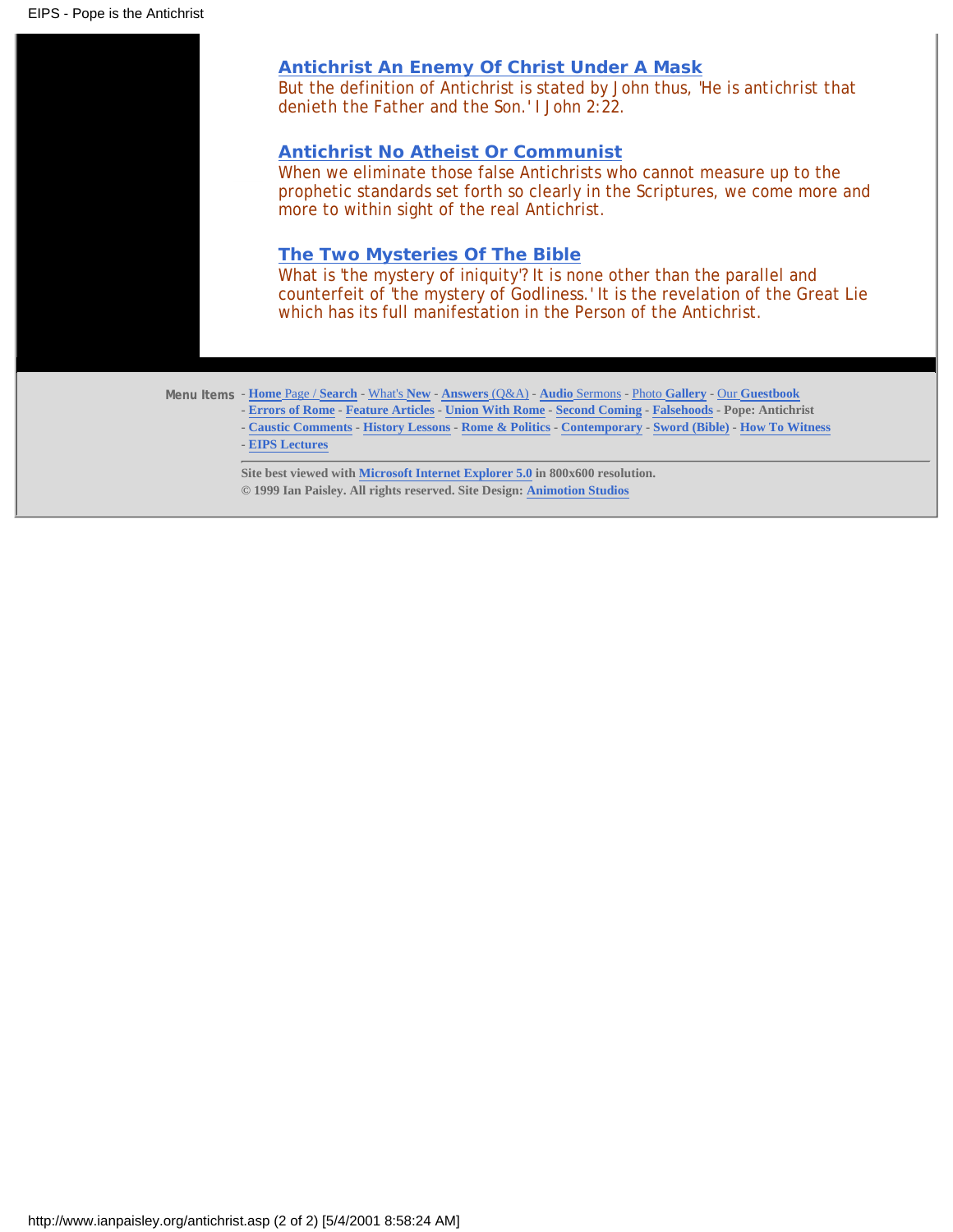## Antichrist An Enemy Of Christ Under A Mask

But the definition of Antichrist is stated by John thus, 'He is antichrist that denieth the Father and the Son.' I John 2:22.

## Antichrist No Atheist Or Communist

When we eliminate those false Antichrists who cannot measure up to the prophetic standards set forth so clearly in the Scriptures, we come more and more to within sight of the real Antichrist.

## The Two Mysteries Of The Bible

What is 'the mystery of iniquity'? It is none other than the parallel and counterfeit of 'the mystery of Godliness.' It is the revelation of the Great Lie which has its full manifestation in the Person of the Antichrist.

**Menu Items** - **Home** Page / **Search** - What's **New** - **Answers** (Q&A) - **Audio** Sermons - Photo **Gallery** - Our **Guestbook** - **Errors of Rome** - **Feature Articles** - **Union With Rome** - **Second Coming** - **Falsehoods** - **Pope: Antichrist** - **Caustic Comments** - **History Lessons** - **Rome & Politics** - **Contemporary** - **Sword (Bible)** - **How To Witness** - **EIPS Lectures**

**Site best viewed with Microsoft Internet Explorer 5.0 in 800x600 resolution.**
**© 1999 Ian Paisley. All rights reserved. Site Design: Animotion Studios**